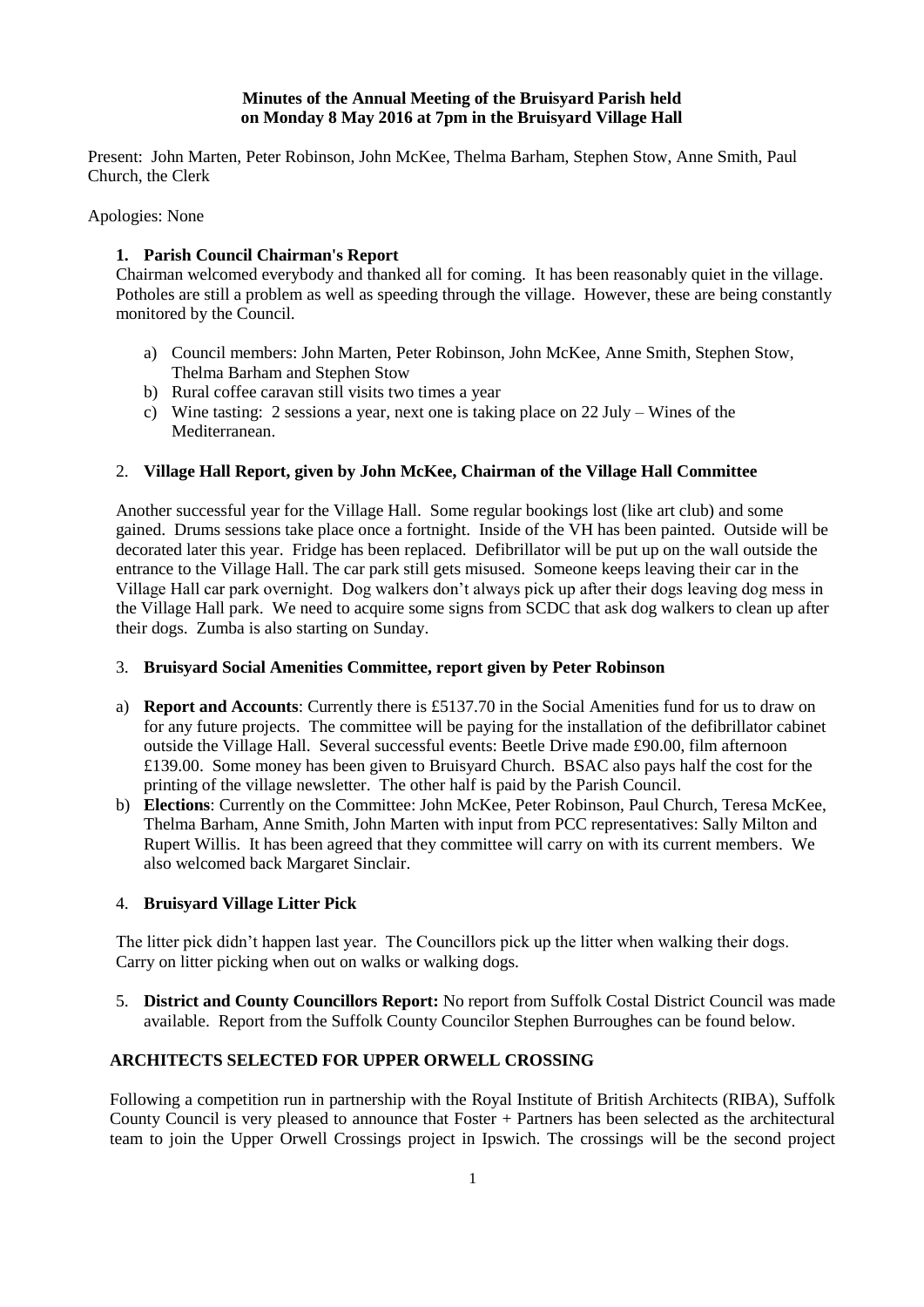**Minutes of the Annual Meeting of the Bruisyard Parish held on Monday 8 May 2016 at 7pm in the Bruisyard Village Hall**

Present: John Marten, Peter Robinson, John McKee, Thelma Barham, Stephen Stow, Anne Smith, Paul Church, the Clerk

Apologies: None

1. **Parish Council Chairman's Report**

Chairman welcomed everybody and thanked all for coming. It has been reasonably quiet in the village. Potholes are still a problem as well as speeding through the village. However, these are being constantly monitored by the Council.

a) Council members: John Marten, Peter Robinson, John McKee, Anne Smith, Stephen Stow, Thelma Barham and Stephen Stow
b) Rural coffee caravan still visits two times a year
c) Wine tasting: 2 sessions a year, next one is taking place on 22 July – Wines of the Mediterranean.

2. **Village Hall Report, given by John McKee, Chairman of the Village Hall Committee**

Another successful year for the Village Hall. Some regular bookings lost (like art club) and some gained. Drums sessions take place once a fortnight. Inside of the VH has been painted. Outside will be decorated later this year. Fridge has been replaced. Defibrillator will be put up on the wall outside the entrance to the Village Hall. The car park still gets misused. Someone keeps leaving their car in the Village Hall car park overnight. Dog walkers don't always pick up after their dogs leaving dog mess in the Village Hall park. We need to acquire some signs from SCDC that ask dog walkers to clean up after their dogs. Zumba is also starting on Sunday.

3. **Bruisyard Social Amenities Committee, report given by Peter Robinson**

a) **Report and Accounts**: Currently there is £5137.70 in the Social Amenities fund for us to draw on for any future projects. The committee will be paying for the installation of the defibrillator cabinet outside the Village Hall. Several successful events: Beetle Drive made £90.00, film afternoon £139.00. Some money has been given to Bruisyard Church. BSAC also pays half the cost for the printing of the village newsletter. The other half is paid by the Parish Council.
b) **Elections**: Currently on the Committee: John McKee, Peter Robinson, Paul Church, Teresa McKee, Thelma Barham, Anne Smith, John Marten with input from PCC representatives: Sally Milton and Rupert Willis. It has been agreed that they committee will carry on with its current members. We also welcomed back Margaret Sinclair.

4. **Bruisyard Village Litter Pick**

The litter pick didn't happen last year. The Councillors pick up the litter when walking their dogs. Carry on litter picking when out on walks or walking dogs.

5. **District and County Councillors Report:** No report from Suffolk Costal District Council was made available. Report from the Suffolk County Councilor Stephen Burroughes can be found below.

## ARCHITECTS SELECTED FOR UPPER ORWELL CROSSING

Following a competition run in partnership with the Royal Institute of British Architects (RIBA), Suffolk County Council is very pleased to announce that Foster + Partners has been selected as the architectural team to join the Upper Orwell Crossings project in Ipswich. The crossings will be the second project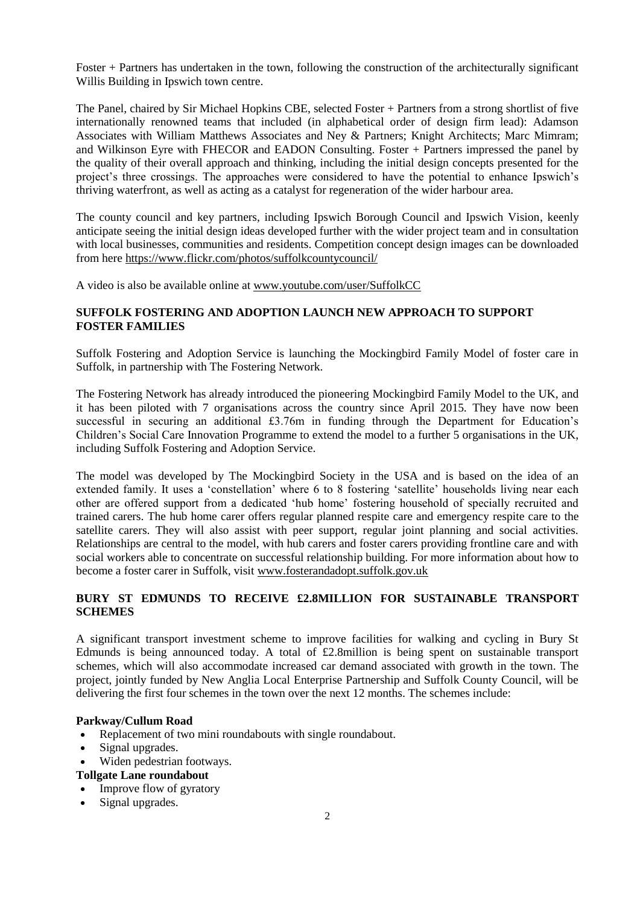Foster + Partners has undertaken in the town, following the construction of the architecturally significant Willis Building in Ipswich town centre.

The Panel, chaired by Sir Michael Hopkins CBE, selected Foster + Partners from a strong shortlist of five internationally renowned teams that included (in alphabetical order of design firm lead): Adamson Associates with William Matthews Associates and Ney & Partners; Knight Architects; Marc Mimram; and Wilkinson Eyre with FHECOR and EADON Consulting. Foster + Partners impressed the panel by the quality of their overall approach and thinking, including the initial design concepts presented for the project's three crossings. The approaches were considered to have the potential to enhance Ipswich's thriving waterfront, as well as acting as a catalyst for regeneration of the wider harbour area.

The county council and key partners, including Ipswich Borough Council and Ipswich Vision, keenly anticipate seeing the initial design ideas developed further with the wider project team and in consultation with local businesses, communities and residents. Competition concept design images can be downloaded from here https://www.flickr.com/photos/suffolkcountycouncil/

A video is also be available online at www.youtube.com/user/SuffolkCC

## SUFFOLK FOSTERING AND ADOPTION LAUNCH NEW APPROACH TO SUPPORT FOSTER FAMILIES

Suffolk Fostering and Adoption Service is launching the Mockingbird Family Model of foster care in Suffolk, in partnership with The Fostering Network.

The Fostering Network has already introduced the pioneering Mockingbird Family Model to the UK, and it has been piloted with 7 organisations across the country since April 2015. They have now been successful in securing an additional £3.76m in funding through the Department for Education's Children's Social Care Innovation Programme to extend the model to a further 5 organisations in the UK, including Suffolk Fostering and Adoption Service.

The model was developed by The Mockingbird Society in the USA and is based on the idea of an extended family. It uses a 'constellation' where 6 to 8 fostering 'satellite' households living near each other are offered support from a dedicated 'hub home' fostering household of specially recruited and trained carers. The hub home carer offers regular planned respite care and emergency respite care to the satellite carers. They will also assist with peer support, regular joint planning and social activities. Relationships are central to the model, with hub carers and foster carers providing frontline care and with social workers able to concentrate on successful relationship building. For more information about how to become a foster carer in Suffolk, visit www.fosterandadopt.suffolk.gov.uk

## BURY ST EDMUNDS TO RECEIVE £2.8MILLION FOR SUSTAINABLE TRANSPORT SCHEMES

A significant transport investment scheme to improve facilities for walking and cycling in Bury St Edmunds is being announced today. A total of £2.8million is being spent on sustainable transport schemes, which will also accommodate increased car demand associated with growth in the town. The project, jointly funded by New Anglia Local Enterprise Partnership and Suffolk County Council, will be delivering the first four schemes in the town over the next 12 months. The schemes include:

**Parkway/Cullum Road**

- Replacement of two mini roundabouts with single roundabout.
- Signal upgrades.
- Widen pedestrian footways.

**Tollgate Lane roundabout**

- Improve flow of gyratory
- Signal upgrades.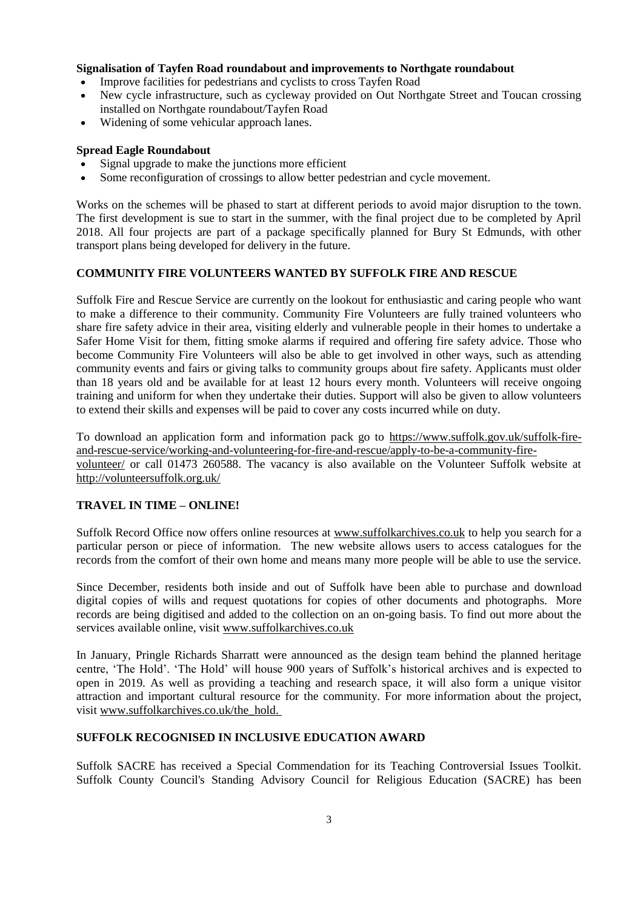**Signalisation of Tayfen Road roundabout and improvements to Northgate roundabout**

- Improve facilities for pedestrians and cyclists to cross Tayfen Road
- New cycle infrastructure, such as cycleway provided on Out Northgate Street and Toucan crossing installed on Northgate roundabout/Tayfen Road
- Widening of some vehicular approach lanes.

**Spread Eagle Roundabout**

- Signal upgrade to make the junctions more efficient
- Some reconfiguration of crossings to allow better pedestrian and cycle movement.

Works on the schemes will be phased to start at different periods to avoid major disruption to the town. The first development is sue to start in the summer, with the final project due to be completed by April 2018. All four projects are part of a package specifically planned for Bury St Edmunds, with other transport plans being developed for delivery in the future.

## COMMUNITY FIRE VOLUNTEERS WANTED BY SUFFOLK FIRE AND RESCUE

Suffolk Fire and Rescue Service are currently on the lookout for enthusiastic and caring people who want to make a difference to their community. Community Fire Volunteers are fully trained volunteers who share fire safety advice in their area, visiting elderly and vulnerable people in their homes to undertake a Safer Home Visit for them, fitting smoke alarms if required and offering fire safety advice. Those who become Community Fire Volunteers will also be able to get involved in other ways, such as attending community events and fairs or giving talks to community groups about fire safety. Applicants must older than 18 years old and be available for at least 12 hours every month. Volunteers will receive ongoing training and uniform for when they undertake their duties. Support will also be given to allow volunteers to extend their skills and expenses will be paid to cover any costs incurred while on duty.

To download an application form and information pack go to https://www.suffolk.gov.uk/suffolk-fire-and-rescue-service/working-and-volunteering-for-fire-and-rescue/apply-to-be-a-community-fire-volunteer/ or call 01473 260588. The vacancy is also available on the Volunteer Suffolk website at http://volunteersuffolk.org.uk/

## TRAVEL IN TIME – ONLINE!

Suffolk Record Office now offers online resources at www.suffolkarchives.co.uk to help you search for a particular person or piece of information. The new website allows users to access catalogues for the records from the comfort of their own home and means many more people will be able to use the service.

Since December, residents both inside and out of Suffolk have been able to purchase and download digital copies of wills and request quotations for copies of other documents and photographs. More records are being digitised and added to the collection on an on-going basis. To find out more about the services available online, visit www.suffolkarchives.co.uk

In January, Pringle Richards Sharratt were announced as the design team behind the planned heritage centre, 'The Hold'. 'The Hold' will house 900 years of Suffolk's historical archives and is expected to open in 2019. As well as providing a teaching and research space, it will also form a unique visitor attraction and important cultural resource for the community. For more information about the project, visit www.suffolkarchives.co.uk/the_hold.

## SUFFOLK RECOGNISED IN INCLUSIVE EDUCATION AWARD

Suffolk SACRE has received a Special Commendation for its Teaching Controversial Issues Toolkit. Suffolk County Council's Standing Advisory Council for Religious Education (SACRE) has been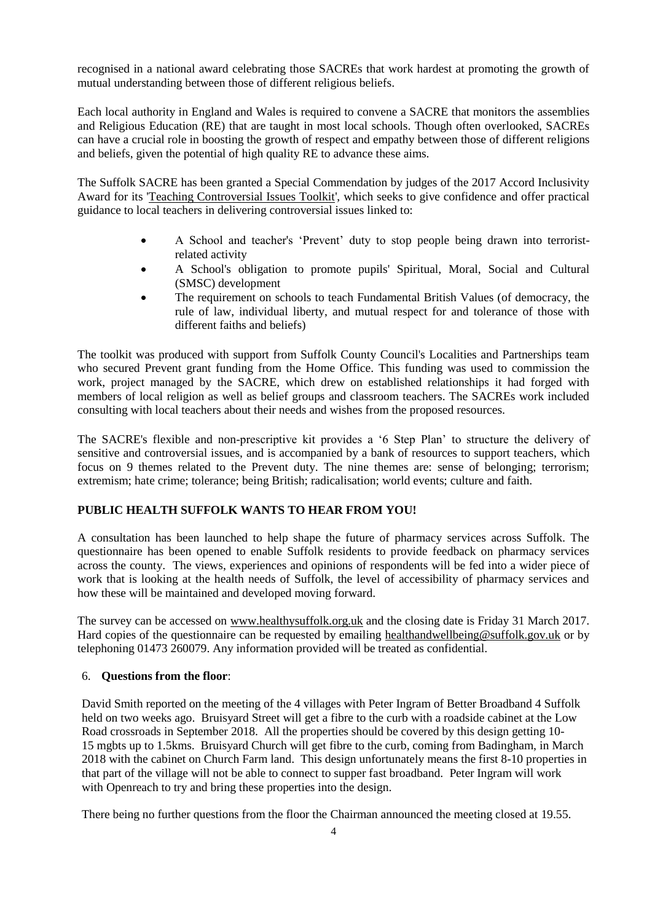recognised in a national award celebrating those SACREs that work hardest at promoting the growth of mutual understanding between those of different religious beliefs.

Each local authority in England and Wales is required to convene a SACRE that monitors the assemblies and Religious Education (RE) that are taught in most local schools. Though often overlooked, SACREs can have a crucial role in boosting the growth of respect and empathy between those of different religions and beliefs, given the potential of high quality RE to advance these aims.

The Suffolk SACRE has been granted a Special Commendation by judges of the 2017 Accord Inclusivity Award for its 'Teaching Controversial Issues Toolkit', which seeks to give confidence and offer practical guidance to local teachers in delivering controversial issues linked to:

- A School and teacher's 'Prevent' duty to stop people being drawn into terrorist-related activity
- A School's obligation to promote pupils' Spiritual, Moral, Social and Cultural (SMSC) development
- The requirement on schools to teach Fundamental British Values (of democracy, the rule of law, individual liberty, and mutual respect for and tolerance of those with different faiths and beliefs)

The toolkit was produced with support from Suffolk County Council's Localities and Partnerships team who secured Prevent grant funding from the Home Office. This funding was used to commission the work, project managed by the SACRE, which drew on established relationships it had forged with members of local religion as well as belief groups and classroom teachers. The SACREs work included consulting with local teachers about their needs and wishes from the proposed resources.

The SACRE's flexible and non-prescriptive kit provides a '6 Step Plan' to structure the delivery of sensitive and controversial issues, and is accompanied by a bank of resources to support teachers, which focus on 9 themes related to the Prevent duty. The nine themes are: sense of belonging; terrorism; extremism; hate crime; tolerance; being British; radicalisation; world events; culture and faith.

**PUBLIC HEALTH SUFFOLK WANTS TO HEAR FROM YOU!**

A consultation has been launched to help shape the future of pharmacy services across Suffolk. The questionnaire has been opened to enable Suffolk residents to provide feedback on pharmacy services across the county. The views, experiences and opinions of respondents will be fed into a wider piece of work that is looking at the health needs of Suffolk, the level of accessibility of pharmacy services and how these will be maintained and developed moving forward.

The survey can be accessed on www.healthysuffolk.org.uk and the closing date is Friday 31 March 2017. Hard copies of the questionnaire can be requested by emailing healthandwellbeing@suffolk.gov.uk or by telephoning 01473 260079. Any information provided will be treated as confidential.

6. **Questions from the floor**:

David Smith reported on the meeting of the 4 villages with Peter Ingram of Better Broadband 4 Suffolk held on two weeks ago. Bruisyard Street will get a fibre to the curb with a roadside cabinet at the Low Road crossroads in September 2018. All the properties should be covered by this design getting 10-15 mgbts up to 1.5kms. Bruisyard Church will get fibre to the curb, coming from Badingham, in March 2018 with the cabinet on Church Farm land. This design unfortunately means the first 8-10 properties in that part of the village will not be able to connect to supper fast broadband. Peter Ingram will work with Openreach to try and bring these properties into the design.

There being no further questions from the floor the Chairman announced the meeting closed at 19.55.